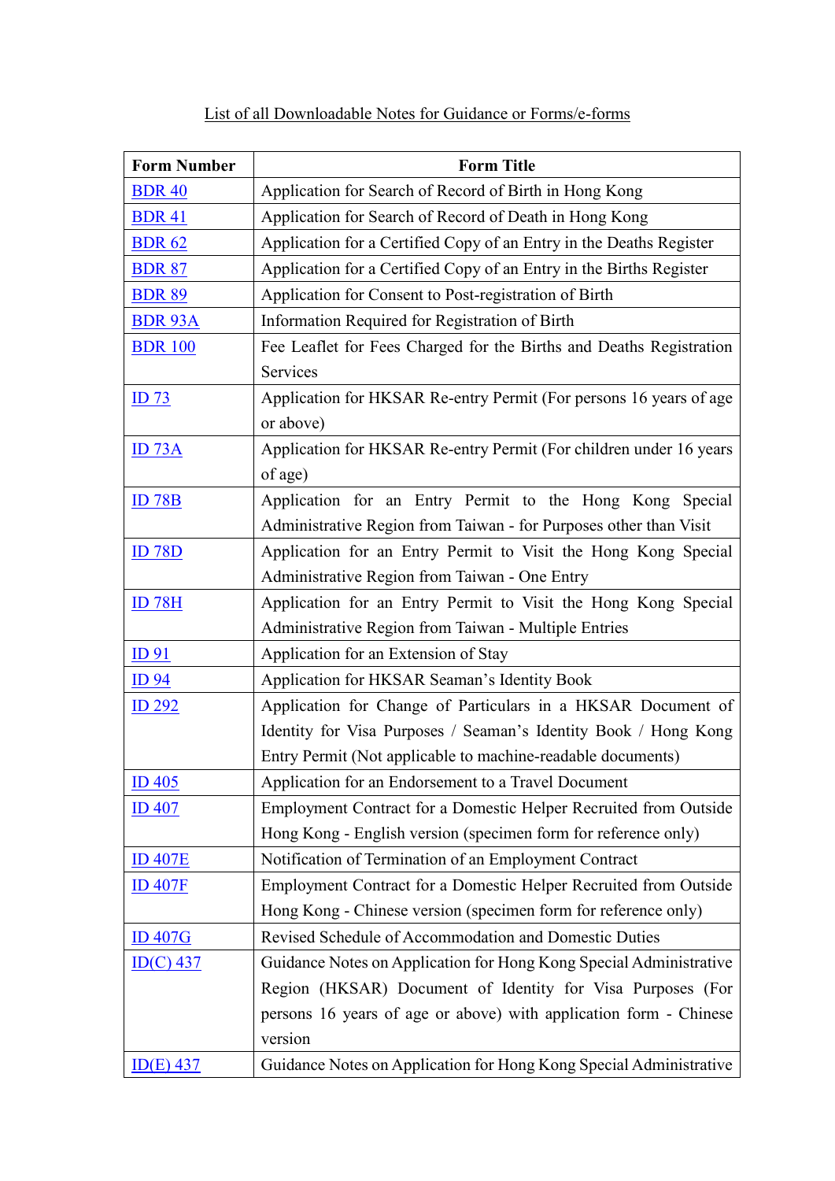List of all Downloadable Notes for Guidance or Forms/e-forms

| Form Number | Form Title |
|---|---|
| BDR 40 | Application for Search of Record of Birth in Hong Kong |
| BDR 41 | Application for Search of Record of Death in Hong Kong |
| BDR 62 | Application for a Certified Copy of an Entry in the Deaths Register |
| BDR 87 | Application for a Certified Copy of an Entry in the Births Register |
| BDR 89 | Application for Consent to Post-registration of Birth |
| BDR 93A | Information Required for Registration of Birth |
| BDR 100 | Fee Leaflet for Fees Charged for the Births and Deaths Registration Services |
| ID 73 | Application for HKSAR Re-entry Permit (For persons 16 years of age or above) |
| ID 73A | Application for HKSAR Re-entry Permit (For children under 16 years of age) |
| ID 78B | Application for an Entry Permit to the Hong Kong Special Administrative Region from Taiwan - for Purposes other than Visit |
| ID 78D | Application for an Entry Permit to Visit the Hong Kong Special Administrative Region from Taiwan - One Entry |
| ID 78H | Application for an Entry Permit to Visit the Hong Kong Special Administrative Region from Taiwan - Multiple Entries |
| ID 91 | Application for an Extension of Stay |
| ID 94 | Application for HKSAR Seaman's Identity Book |
| ID 292 | Application for Change of Particulars in a HKSAR Document of Identity for Visa Purposes / Seaman's Identity Book / Hong Kong Entry Permit (Not applicable to machine-readable documents) |
| ID 405 | Application for an Endorsement to a Travel Document |
| ID 407 | Employment Contract for a Domestic Helper Recruited from Outside Hong Kong - English version (specimen form for reference only) |
| ID 407E | Notification of Termination of an Employment Contract |
| ID 407F | Employment Contract for a Domestic Helper Recruited from Outside Hong Kong - Chinese version (specimen form for reference only) |
| ID 407G | Revised Schedule of Accommodation and Domestic Duties |
| ID(C) 437 | Guidance Notes on Application for Hong Kong Special Administrative Region (HKSAR) Document of Identity for Visa Purposes (For persons 16 years of age or above) with application form - Chinese version |
| ID(E) 437 | Guidance Notes on Application for Hong Kong Special Administrative |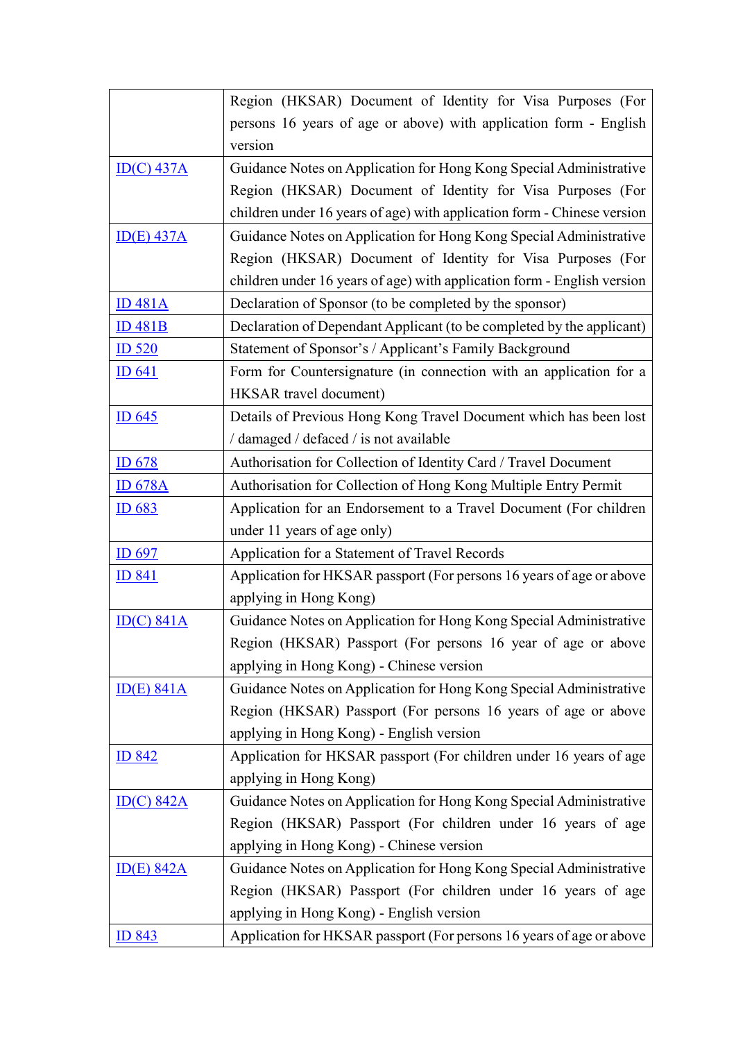| | |
|---|---|
| | Region (HKSAR) Document of Identity for Visa Purposes (For persons 16 years of age or above) with application form - English version |
| ID(C) 437A | Guidance Notes on Application for Hong Kong Special Administrative Region (HKSAR) Document of Identity for Visa Purposes (For children under 16 years of age) with application form - Chinese version |
| ID(E) 437A | Guidance Notes on Application for Hong Kong Special Administrative Region (HKSAR) Document of Identity for Visa Purposes (For children under 16 years of age) with application form - English version |
| ID 481A | Declaration of Sponsor (to be completed by the sponsor) |
| ID 481B | Declaration of Dependant Applicant (to be completed by the applicant) |
| ID 520 | Statement of Sponsor's / Applicant's Family Background |
| ID 641 | Form for Countersignature (in connection with an application for a HKSAR travel document) |
| ID 645 | Details of Previous Hong Kong Travel Document which has been lost / damaged / defaced / is not available |
| ID 678 | Authorisation for Collection of Identity Card / Travel Document |
| ID 678A | Authorisation for Collection of Hong Kong Multiple Entry Permit |
| ID 683 | Application for an Endorsement to a Travel Document (For children under 11 years of age only) |
| ID 697 | Application for a Statement of Travel Records |
| ID 841 | Application for HKSAR passport (For persons 16 years of age or above applying in Hong Kong) |
| ID(C) 841A | Guidance Notes on Application for Hong Kong Special Administrative Region (HKSAR) Passport (For persons 16 year of age or above applying in Hong Kong) - Chinese version |
| ID(E) 841A | Guidance Notes on Application for Hong Kong Special Administrative Region (HKSAR) Passport (For persons 16 years of age or above applying in Hong Kong) - English version |
| ID 842 | Application for HKSAR passport (For children under 16 years of age applying in Hong Kong) |
| ID(C) 842A | Guidance Notes on Application for Hong Kong Special Administrative Region (HKSAR) Passport (For children under 16 years of age applying in Hong Kong) - Chinese version |
| ID(E) 842A | Guidance Notes on Application for Hong Kong Special Administrative Region (HKSAR) Passport (For children under 16 years of age applying in Hong Kong) - English version |
| ID 843 | Application for HKSAR passport (For persons 16 years of age or above |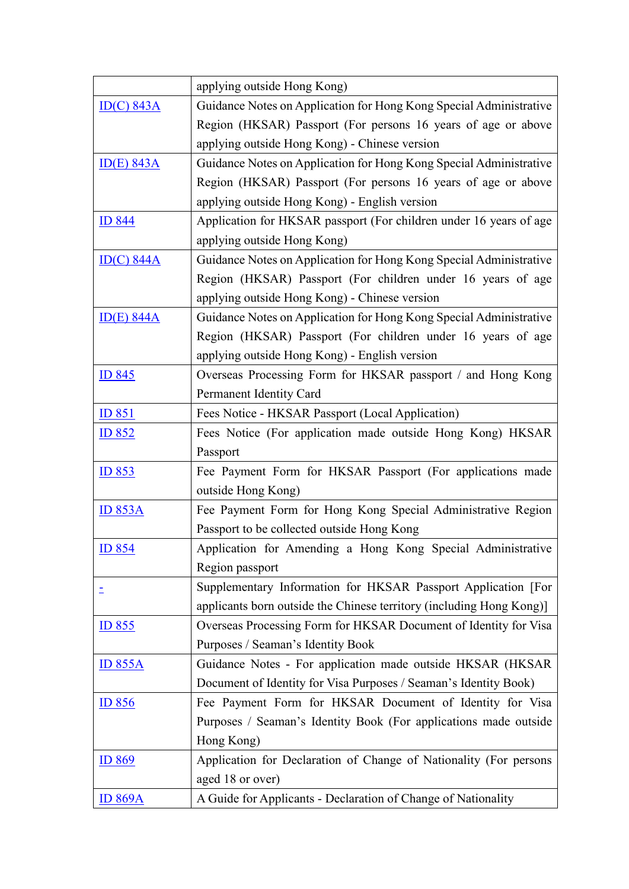| | |
|---|---|
| | applying outside Hong Kong) |
| ID(C) 843A | Guidance Notes on Application for Hong Kong Special Administrative Region (HKSAR) Passport (For persons 16 years of age or above applying outside Hong Kong) - Chinese version |
| ID(E) 843A | Guidance Notes on Application for Hong Kong Special Administrative Region (HKSAR) Passport (For persons 16 years of age or above applying outside Hong Kong) - English version |
| ID 844 | Application for HKSAR passport (For children under 16 years of age applying outside Hong Kong) |
| ID(C) 844A | Guidance Notes on Application for Hong Kong Special Administrative Region (HKSAR) Passport (For children under 16 years of age applying outside Hong Kong) - Chinese version |
| ID(E) 844A | Guidance Notes on Application for Hong Kong Special Administrative Region (HKSAR) Passport (For children under 16 years of age applying outside Hong Kong) - English version |
| ID 845 | Overseas Processing Form for HKSAR passport / and Hong Kong Permanent Identity Card |
| ID 851 | Fees Notice - HKSAR Passport (Local Application) |
| ID 852 | Fees Notice (For application made outside Hong Kong) HKSAR Passport |
| ID 853 | Fee Payment Form for HKSAR Passport (For applications made outside Hong Kong) |
| ID 853A | Fee Payment Form for Hong Kong Special Administrative Region Passport to be collected outside Hong Kong |
| ID 854 | Application for Amending a Hong Kong Special Administrative Region passport |
| - | Supplementary Information for HKSAR Passport Application [For applicants born outside the Chinese territory (including Hong Kong)] |
| ID 855 | Overseas Processing Form for HKSAR Document of Identity for Visa Purposes / Seaman's Identity Book |
| ID 855A | Guidance Notes - For application made outside HKSAR (HKSAR Document of Identity for Visa Purposes / Seaman's Identity Book) |
| ID 856 | Fee Payment Form for HKSAR Document of Identity for Visa Purposes / Seaman's Identity Book (For applications made outside Hong Kong) |
| ID 869 | Application for Declaration of Change of Nationality (For persons aged 18 or over) |
| ID 869A | A Guide for Applicants - Declaration of Change of Nationality |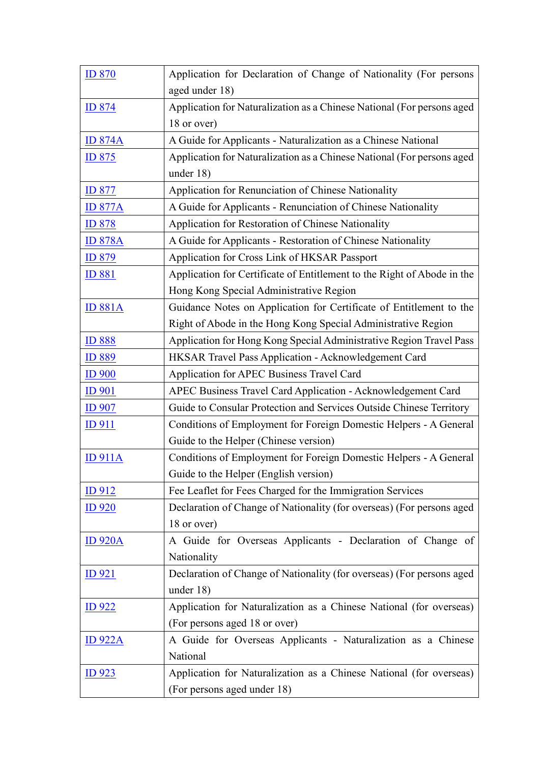| | |
|---|---|
| ID 870 | Application for Declaration of Change of Nationality (For persons aged under 18) |
| ID 874 | Application for Naturalization as a Chinese National (For persons aged 18 or over) |
| ID 874A | A Guide for Applicants - Naturalization as a Chinese National |
| ID 875 | Application for Naturalization as a Chinese National (For persons aged under 18) |
| ID 877 | Application for Renunciation of Chinese Nationality |
| ID 877A | A Guide for Applicants - Renunciation of Chinese Nationality |
| ID 878 | Application for Restoration of Chinese Nationality |
| ID 878A | A Guide for Applicants - Restoration of Chinese Nationality |
| ID 879 | Application for Cross Link of HKSAR Passport |
| ID 881 | Application for Certificate of Entitlement to the Right of Abode in the Hong Kong Special Administrative Region |
| ID 881A | Guidance Notes on Application for Certificate of Entitlement to the Right of Abode in the Hong Kong Special Administrative Region |
| ID 888 | Application for Hong Kong Special Administrative Region Travel Pass |
| ID 889 | HKSAR Travel Pass Application - Acknowledgement Card |
| ID 900 | Application for APEC Business Travel Card |
| ID 901 | APEC Business Travel Card Application - Acknowledgement Card |
| ID 907 | Guide to Consular Protection and Services Outside Chinese Territory |
| ID 911 | Conditions of Employment for Foreign Domestic Helpers - A General Guide to the Helper (Chinese version) |
| ID 911A | Conditions of Employment for Foreign Domestic Helpers - A General Guide to the Helper (English version) |
| ID 912 | Fee Leaflet for Fees Charged for the Immigration Services |
| ID 920 | Declaration of Change of Nationality (for overseas) (For persons aged 18 or over) |
| ID 920A | A Guide for Overseas Applicants - Declaration of Change of Nationality |
| ID 921 | Declaration of Change of Nationality (for overseas) (For persons aged under 18) |
| ID 922 | Application for Naturalization as a Chinese National (for overseas) (For persons aged 18 or over) |
| ID 922A | A Guide for Overseas Applicants - Naturalization as a Chinese National |
| ID 923 | Application for Naturalization as a Chinese National (for overseas) (For persons aged under 18) |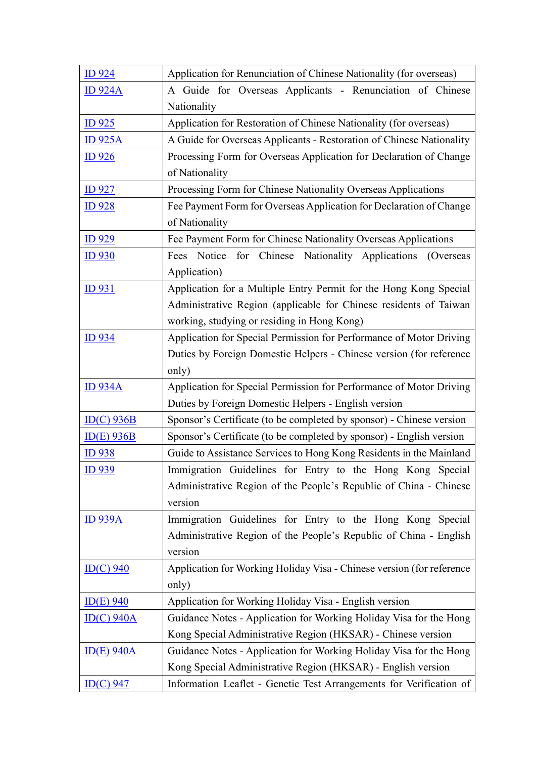| [ID 924]() | Application for Renunciation of Chinese Nationality (for overseas) |
|---|---|
| [ID 924A]() | A Guide for Overseas Applicants - Renunciation of Chinese Nationality |
| [ID 925]() | Application for Restoration of Chinese Nationality (for overseas) |
| [ID 925A]() | A Guide for Overseas Applicants - Restoration of Chinese Nationality |
| [ID 926]() | Processing Form for Overseas Application for Declaration of Change of Nationality |
| [ID 927]() | Processing Form for Chinese Nationality Overseas Applications |
| [ID 928]() | Fee Payment Form for Overseas Application for Declaration of Change of Nationality |
| [ID 929]() | Fee Payment Form for Chinese Nationality Overseas Applications |
| [ID 930]() | Fees Notice for Chinese Nationality Applications (Overseas Application) |
| [ID 931]() | Application for a Multiple Entry Permit for the Hong Kong Special Administrative Region (applicable for Chinese residents of Taiwan working, studying or residing in Hong Kong) |
| [ID 934]() | Application for Special Permission for Performance of Motor Driving Duties by Foreign Domestic Helpers - Chinese version (for reference only) |
| [ID 934A]() | Application for Special Permission for Performance of Motor Driving Duties by Foreign Domestic Helpers - English version |
| [ID(C) 936B]() | Sponsor's Certificate (to be completed by sponsor) - Chinese version |
| [ID(E) 936B]() | Sponsor's Certificate (to be completed by sponsor) - English version |
| [ID 938]() | Guide to Assistance Services to Hong Kong Residents in the Mainland |
| [ID 939]() | Immigration Guidelines for Entry to the Hong Kong Special Administrative Region of the People's Republic of China - Chinese version |
| [ID 939A]() | Immigration Guidelines for Entry to the Hong Kong Special Administrative Region of the People's Republic of China - English version |
| [ID(C) 940]() | Application for Working Holiday Visa - Chinese version (for reference only) |
| [ID(E) 940]() | Application for Working Holiday Visa - English version |
| [ID(C) 940A]() | Guidance Notes - Application for Working Holiday Visa for the Hong Kong Special Administrative Region (HKSAR) - Chinese version |
| [ID(E) 940A]() | Guidance Notes - Application for Working Holiday Visa for the Hong Kong Special Administrative Region (HKSAR) - English version |
| [ID(C) 947]() | Information Leaflet - Genetic Test Arrangements for Verification of |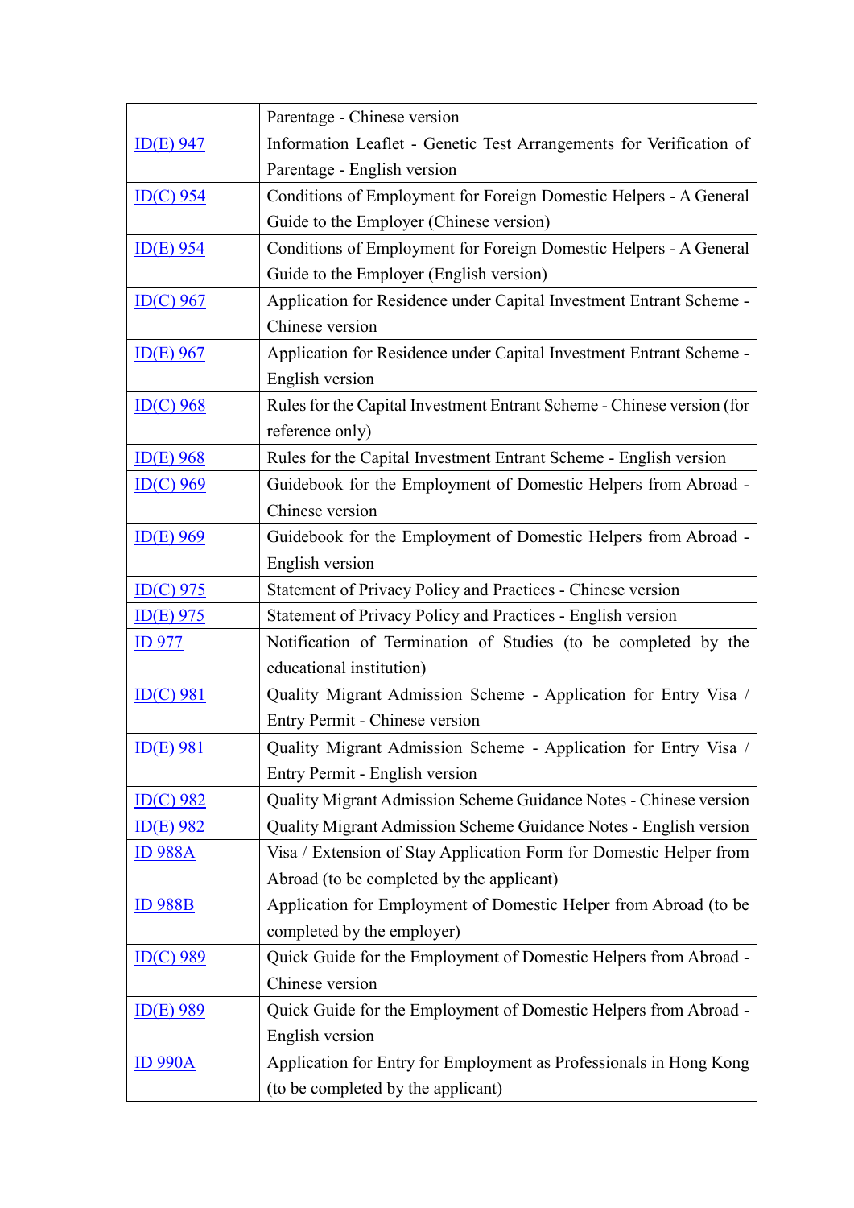| | |
|---|---|
| | Parentage - Chinese version |
| ID(E) 947 | Information Leaflet - Genetic Test Arrangements for Verification of Parentage - English version |
| ID(C) 954 | Conditions of Employment for Foreign Domestic Helpers - A General Guide to the Employer (Chinese version) |
| ID(E) 954 | Conditions of Employment for Foreign Domestic Helpers - A General Guide to the Employer (English version) |
| ID(C) 967 | Application for Residence under Capital Investment Entrant Scheme - Chinese version |
| ID(E) 967 | Application for Residence under Capital Investment Entrant Scheme - English version |
| ID(C) 968 | Rules for the Capital Investment Entrant Scheme - Chinese version (for reference only) |
| ID(E) 968 | Rules for the Capital Investment Entrant Scheme - English version |
| ID(C) 969 | Guidebook for the Employment of Domestic Helpers from Abroad - Chinese version |
| ID(E) 969 | Guidebook for the Employment of Domestic Helpers from Abroad - English version |
| ID(C) 975 | Statement of Privacy Policy and Practices - Chinese version |
| ID(E) 975 | Statement of Privacy Policy and Practices - English version |
| ID 977 | Notification of Termination of Studies (to be completed by the educational institution) |
| ID(C) 981 | Quality Migrant Admission Scheme - Application for Entry Visa / Entry Permit - Chinese version |
| ID(E) 981 | Quality Migrant Admission Scheme - Application for Entry Visa / Entry Permit - English version |
| ID(C) 982 | Quality Migrant Admission Scheme Guidance Notes - Chinese version |
| ID(E) 982 | Quality Migrant Admission Scheme Guidance Notes - English version |
| ID 988A | Visa / Extension of Stay Application Form for Domestic Helper from Abroad (to be completed by the applicant) |
| ID 988B | Application for Employment of Domestic Helper from Abroad (to be completed by the employer) |
| ID(C) 989 | Quick Guide for the Employment of Domestic Helpers from Abroad - Chinese version |
| ID(E) 989 | Quick Guide for the Employment of Domestic Helpers from Abroad - English version |
| ID 990A | Application for Entry for Employment as Professionals in Hong Kong (to be completed by the applicant) |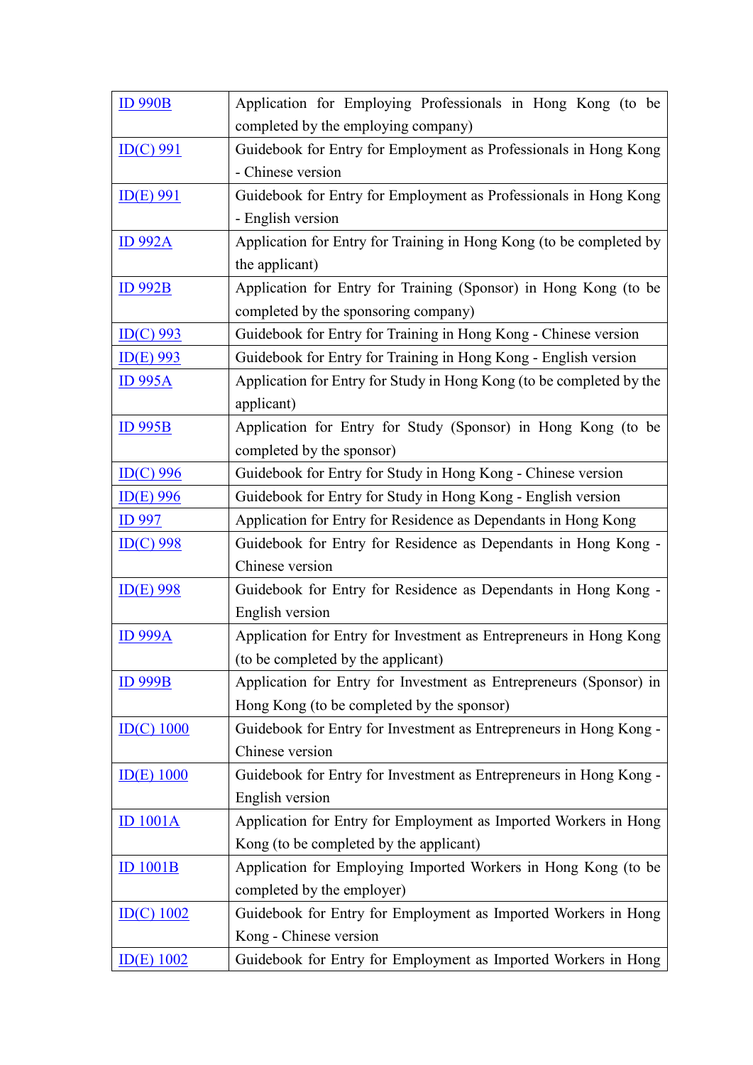| | |
|---|---|
| ID 990B | Application for Employing Professionals in Hong Kong (to be completed by the employing company) |
| ID(C) 991 | Guidebook for Entry for Employment as Professionals in Hong Kong - Chinese version |
| ID(E) 991 | Guidebook for Entry for Employment as Professionals in Hong Kong - English version |
| ID 992A | Application for Entry for Training in Hong Kong (to be completed by the applicant) |
| ID 992B | Application for Entry for Training (Sponsor) in Hong Kong (to be completed by the sponsoring company) |
| ID(C) 993 | Guidebook for Entry for Training in Hong Kong - Chinese version |
| ID(E) 993 | Guidebook for Entry for Training in Hong Kong - English version |
| ID 995A | Application for Entry for Study in Hong Kong (to be completed by the applicant) |
| ID 995B | Application for Entry for Study (Sponsor) in Hong Kong (to be completed by the sponsor) |
| ID(C) 996 | Guidebook for Entry for Study in Hong Kong - Chinese version |
| ID(E) 996 | Guidebook for Entry for Study in Hong Kong - English version |
| ID 997 | Application for Entry for Residence as Dependants in Hong Kong |
| ID(C) 998 | Guidebook for Entry for Residence as Dependants in Hong Kong - Chinese version |
| ID(E) 998 | Guidebook for Entry for Residence as Dependants in Hong Kong - English version |
| ID 999A | Application for Entry for Investment as Entrepreneurs in Hong Kong (to be completed by the applicant) |
| ID 999B | Application for Entry for Investment as Entrepreneurs (Sponsor) in Hong Kong (to be completed by the sponsor) |
| ID(C) 1000 | Guidebook for Entry for Investment as Entrepreneurs in Hong Kong - Chinese version |
| ID(E) 1000 | Guidebook for Entry for Investment as Entrepreneurs in Hong Kong - English version |
| ID 1001A | Application for Entry for Employment as Imported Workers in Hong Kong (to be completed by the applicant) |
| ID 1001B | Application for Employing Imported Workers in Hong Kong (to be completed by the employer) |
| ID(C) 1002 | Guidebook for Entry for Employment as Imported Workers in Hong Kong - Chinese version |
| ID(E) 1002 | Guidebook for Entry for Employment as Imported Workers in Hong |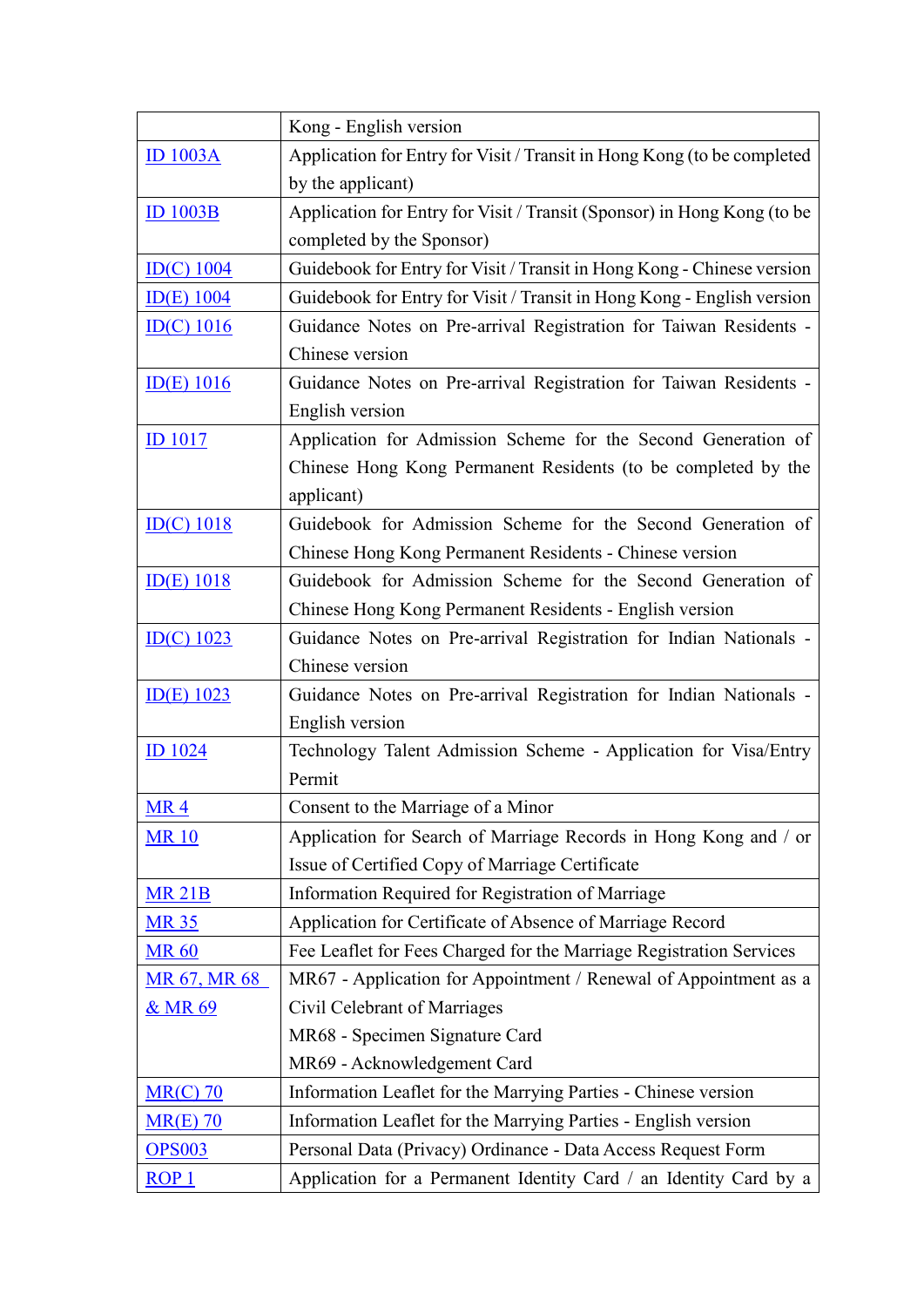| | |
|---|---|
| | Kong - English version |
| ID 1003A | Application for Entry for Visit / Transit in Hong Kong (to be completed by the applicant) |
| ID 1003B | Application for Entry for Visit / Transit (Sponsor) in Hong Kong (to be completed by the Sponsor) |
| ID(C) 1004 | Guidebook for Entry for Visit / Transit in Hong Kong - Chinese version |
| ID(E) 1004 | Guidebook for Entry for Visit / Transit in Hong Kong - English version |
| ID(C) 1016 | Guidance Notes on Pre-arrival Registration for Taiwan Residents - Chinese version |
| ID(E) 1016 | Guidance Notes on Pre-arrival Registration for Taiwan Residents - English version |
| ID 1017 | Application for Admission Scheme for the Second Generation of Chinese Hong Kong Permanent Residents (to be completed by the applicant) |
| ID(C) 1018 | Guidebook for Admission Scheme for the Second Generation of Chinese Hong Kong Permanent Residents - Chinese version |
| ID(E) 1018 | Guidebook for Admission Scheme for the Second Generation of Chinese Hong Kong Permanent Residents - English version |
| ID(C) 1023 | Guidance Notes on Pre-arrival Registration for Indian Nationals - Chinese version |
| ID(E) 1023 | Guidance Notes on Pre-arrival Registration for Indian Nationals - English version |
| ID 1024 | Technology Talent Admission Scheme - Application for Visa/Entry Permit |
| MR 4 | Consent to the Marriage of a Minor |
| MR 10 | Application for Search of Marriage Records in Hong Kong and / or Issue of Certified Copy of Marriage Certificate |
| MR 21B | Information Required for Registration of Marriage |
| MR 35 | Application for Certificate of Absence of Marriage Record |
| MR 60 | Fee Leaflet for Fees Charged for the Marriage Registration Services |
| MR 67, MR 68 & MR 69 | MR67 - Application for Appointment / Renewal of Appointment as a Civil Celebrant of Marriages<br>MR68 - Specimen Signature Card<br>MR69 - Acknowledgement Card |
| MR(C) 70 | Information Leaflet for the Marrying Parties - Chinese version |
| MR(E) 70 | Information Leaflet for the Marrying Parties - English version |
| OPS003 | Personal Data (Privacy) Ordinance - Data Access Request Form |
| ROP 1 | Application for a Permanent Identity Card / an Identity Card by a |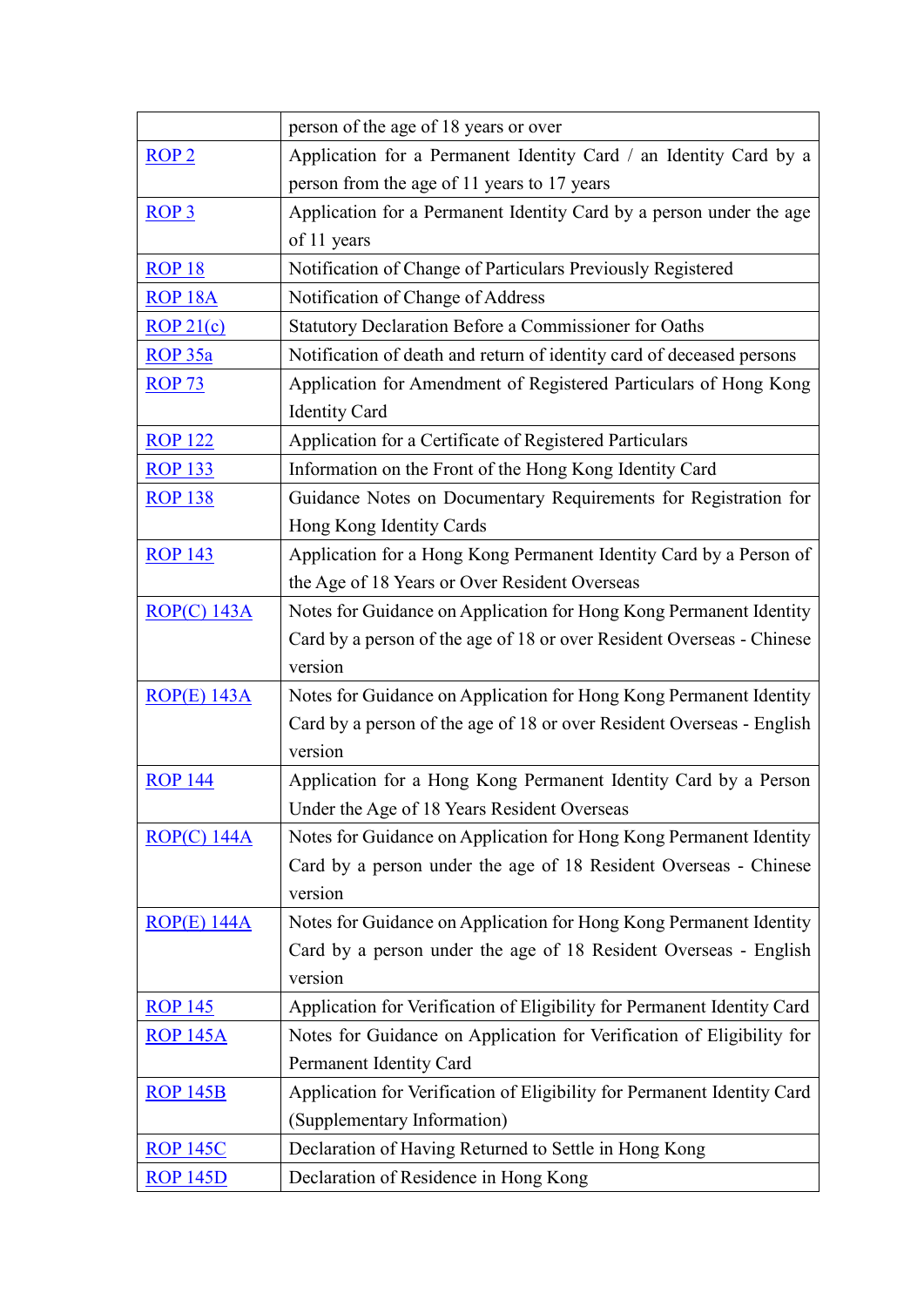| | |
|---|---|
| | person of the age of 18 years or over |
| ROP 2 | Application for a Permanent Identity Card / an Identity Card by a person from the age of 11 years to 17 years |
| ROP 3 | Application for a Permanent Identity Card by a person under the age of 11 years |
| ROP 18 | Notification of Change of Particulars Previously Registered |
| ROP 18A | Notification of Change of Address |
| ROP 21(c) | Statutory Declaration Before a Commissioner for Oaths |
| ROP 35a | Notification of death and return of identity card of deceased persons |
| ROP 73 | Application for Amendment of Registered Particulars of Hong Kong Identity Card |
| ROP 122 | Application for a Certificate of Registered Particulars |
| ROP 133 | Information on the Front of the Hong Kong Identity Card |
| ROP 138 | Guidance Notes on Documentary Requirements for Registration for Hong Kong Identity Cards |
| ROP 143 | Application for a Hong Kong Permanent Identity Card by a Person of the Age of 18 Years or Over Resident Overseas |
| ROP(C) 143A | Notes for Guidance on Application for Hong Kong Permanent Identity Card by a person of the age of 18 or over Resident Overseas - Chinese version |
| ROP(E) 143A | Notes for Guidance on Application for Hong Kong Permanent Identity Card by a person of the age of 18 or over Resident Overseas - English version |
| ROP 144 | Application for a Hong Kong Permanent Identity Card by a Person Under the Age of 18 Years Resident Overseas |
| ROP(C) 144A | Notes for Guidance on Application for Hong Kong Permanent Identity Card by a person under the age of 18 Resident Overseas - Chinese version |
| ROP(E) 144A | Notes for Guidance on Application for Hong Kong Permanent Identity Card by a person under the age of 18 Resident Overseas - English version |
| ROP 145 | Application for Verification of Eligibility for Permanent Identity Card |
| ROP 145A | Notes for Guidance on Application for Verification of Eligibility for Permanent Identity Card |
| ROP 145B | Application for Verification of Eligibility for Permanent Identity Card (Supplementary Information) |
| ROP 145C | Declaration of Having Returned to Settle in Hong Kong |
| ROP 145D | Declaration of Residence in Hong Kong |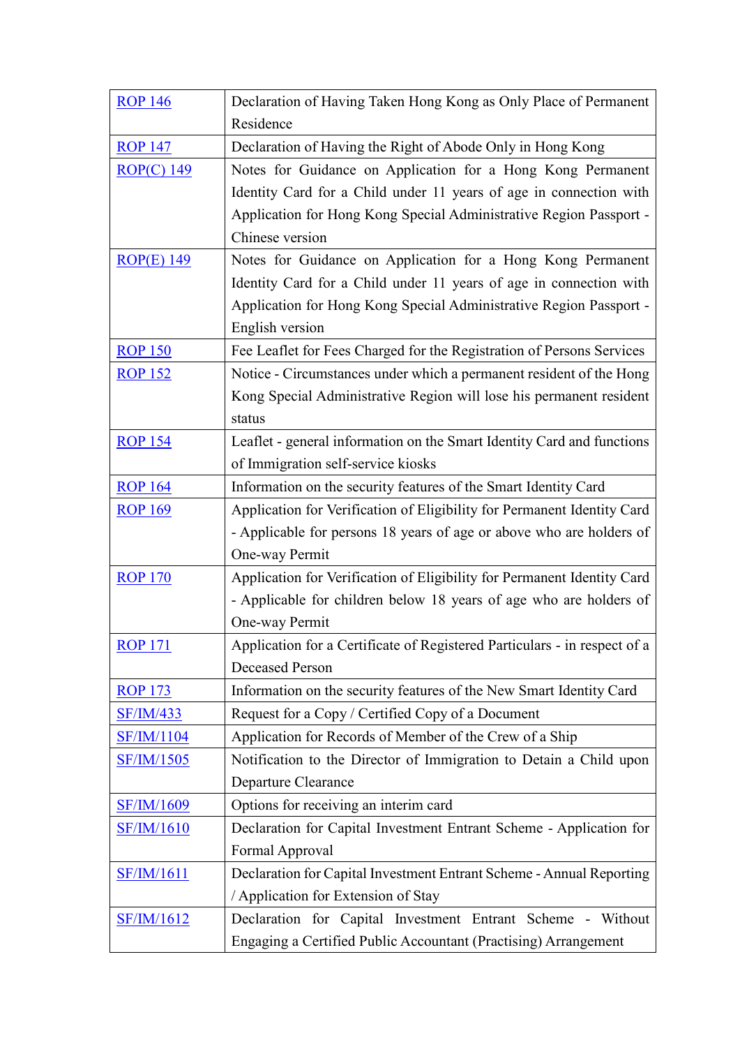| | |
|---|---|
| ROP 146 | Declaration of Having Taken Hong Kong as Only Place of Permanent Residence |
| ROP 147 | Declaration of Having the Right of Abode Only in Hong Kong |
| ROP(C) 149 | Notes for Guidance on Application for a Hong Kong Permanent Identity Card for a Child under 11 years of age in connection with Application for Hong Kong Special Administrative Region Passport - Chinese version |
| ROP(E) 149 | Notes for Guidance on Application for a Hong Kong Permanent Identity Card for a Child under 11 years of age in connection with Application for Hong Kong Special Administrative Region Passport - English version |
| ROP 150 | Fee Leaflet for Fees Charged for the Registration of Persons Services |
| ROP 152 | Notice - Circumstances under which a permanent resident of the Hong Kong Special Administrative Region will lose his permanent resident status |
| ROP 154 | Leaflet - general information on the Smart Identity Card and functions of Immigration self-service kiosks |
| ROP 164 | Information on the security features of the Smart Identity Card |
| ROP 169 | Application for Verification of Eligibility for Permanent Identity Card - Applicable for persons 18 years of age or above who are holders of One-way Permit |
| ROP 170 | Application for Verification of Eligibility for Permanent Identity Card - Applicable for children below 18 years of age who are holders of One-way Permit |
| ROP 171 | Application for a Certificate of Registered Particulars - in respect of a Deceased Person |
| ROP 173 | Information on the security features of the New Smart Identity Card |
| SF/IM/433 | Request for a Copy / Certified Copy of a Document |
| SF/IM/1104 | Application for Records of Member of the Crew of a Ship |
| SF/IM/1505 | Notification to the Director of Immigration to Detain a Child upon Departure Clearance |
| SF/IM/1609 | Options for receiving an interim card |
| SF/IM/1610 | Declaration for Capital Investment Entrant Scheme - Application for Formal Approval |
| SF/IM/1611 | Declaration for Capital Investment Entrant Scheme - Annual Reporting / Application for Extension of Stay |
| SF/IM/1612 | Declaration for Capital Investment Entrant Scheme - Without Engaging a Certified Public Accountant (Practising) Arrangement |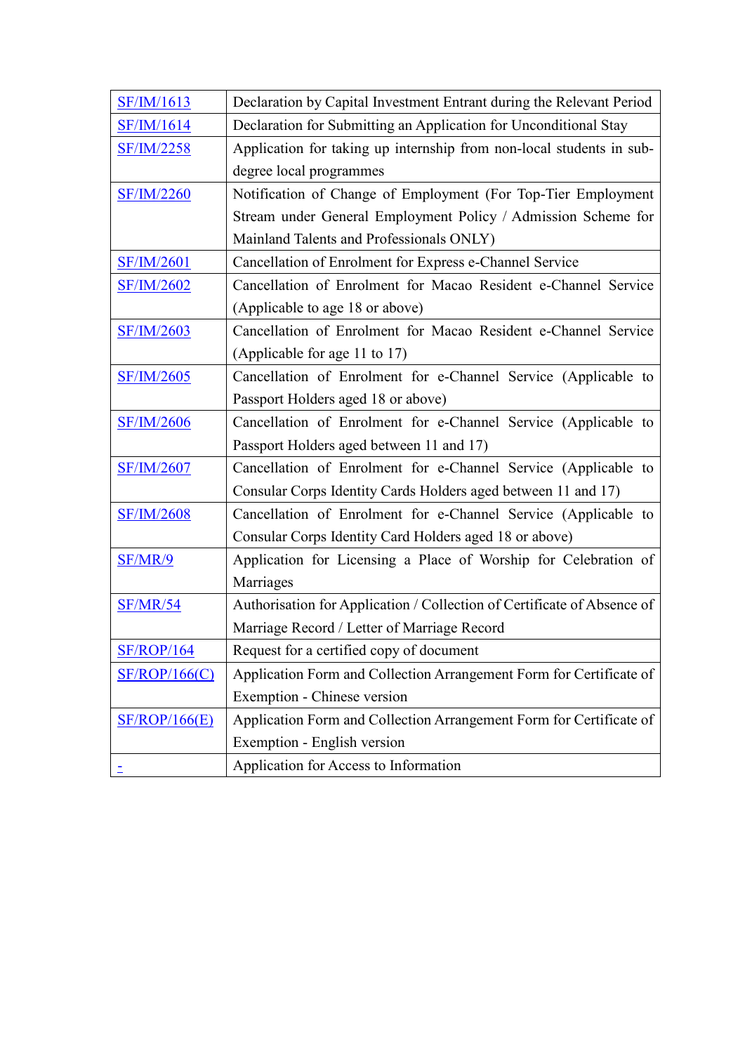| | |
|---|---|
| SF/IM/1613 | Declaration by Capital Investment Entrant during the Relevant Period |
| SF/IM/1614 | Declaration for Submitting an Application for Unconditional Stay |
| SF/IM/2258 | Application for taking up internship from non-local students in sub-degree local programmes |
| SF/IM/2260 | Notification of Change of Employment (For Top-Tier Employment Stream under General Employment Policy / Admission Scheme for Mainland Talents and Professionals ONLY) |
| SF/IM/2601 | Cancellation of Enrolment for Express e-Channel Service |
| SF/IM/2602 | Cancellation of Enrolment for Macao Resident e-Channel Service (Applicable to age 18 or above) |
| SF/IM/2603 | Cancellation of Enrolment for Macao Resident e-Channel Service (Applicable for age 11 to 17) |
| SF/IM/2605 | Cancellation of Enrolment for e-Channel Service (Applicable to Passport Holders aged 18 or above) |
| SF/IM/2606 | Cancellation of Enrolment for e-Channel Service (Applicable to Passport Holders aged between 11 and 17) |
| SF/IM/2607 | Cancellation of Enrolment for e-Channel Service (Applicable to Consular Corps Identity Cards Holders aged between 11 and 17) |
| SF/IM/2608 | Cancellation of Enrolment for e-Channel Service (Applicable to Consular Corps Identity Card Holders aged 18 or above) |
| SF/MR/9 | Application for Licensing a Place of Worship for Celebration of Marriages |
| SF/MR/54 | Authorisation for Application / Collection of Certificate of Absence of Marriage Record / Letter of Marriage Record |
| SF/ROP/164 | Request for a certified copy of document |
| SF/ROP/166(C) | Application Form and Collection Arrangement Form for Certificate of Exemption - Chinese version |
| SF/ROP/166(E) | Application Form and Collection Arrangement Form for Certificate of Exemption - English version |
| - | Application for Access to Information |